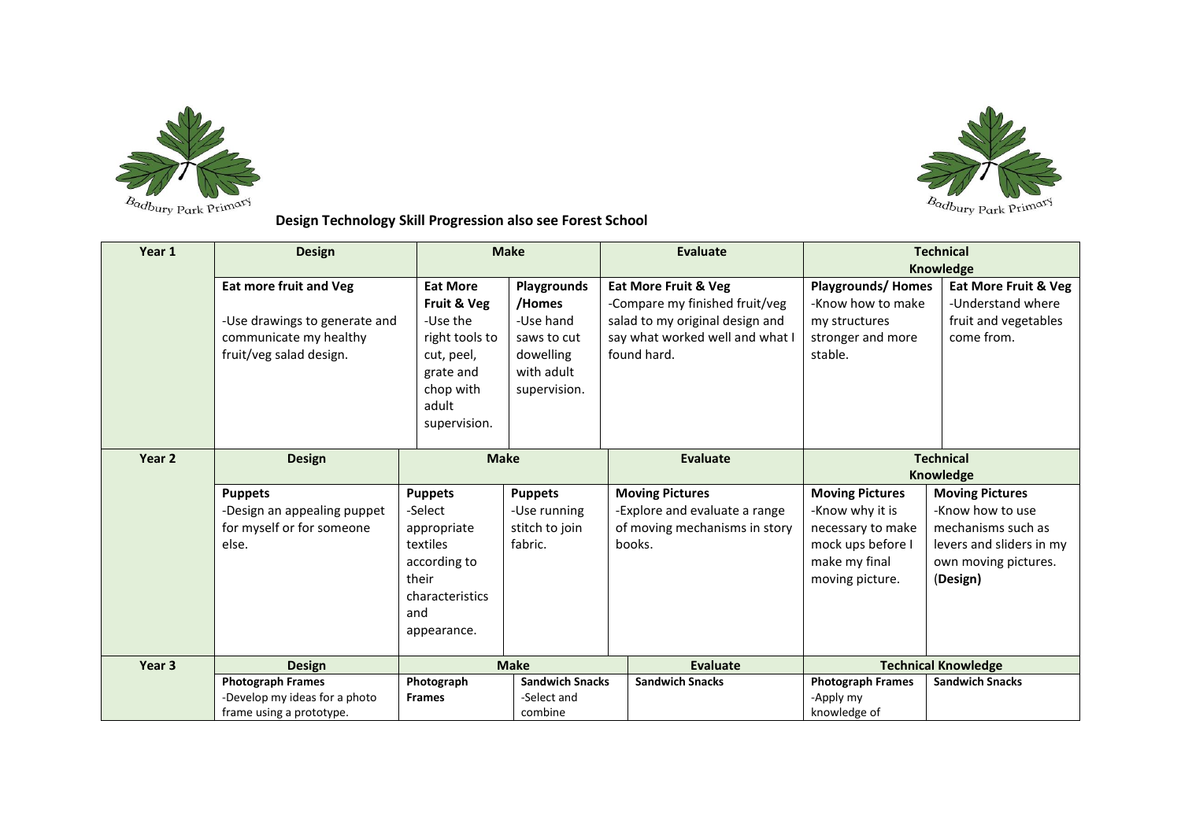Badbury Park Primary

Badbury Park Primary

**Design Technology Skill Progression also see Forest School**

| Year 1 | Design | Make | | Evaluate | Technical Knowledge | |
|---|---|---|---|---|---|---|
| | **Eat more fruit and Veg**<br><br>-Use drawings to generate and communicate my healthy fruit/veg salad design. | **Eat More Fruit & Veg**<br>-Use the right tools to cut, peel, grate and chop with adult supervision. | **Playgrounds /Homes**<br>-Use hand saws to cut dowelling with adult supervision. | **Eat More Fruit & Veg**<br>-Compare my finished fruit/veg salad to my original design and say what worked well and what I found hard. | **Playgrounds/ Homes**<br>-Know how to make my structures stronger and more stable. | **Eat More Fruit & Veg**<br>-Understand where fruit and vegetables come from. |
| **Year 2** | **Design** | **Make** | | **Evaluate** | **Technical Knowledge** | |
| | **Puppets**<br>-Design an appealing puppet for myself or for someone else. | **Puppets**<br>-Select appropriate textiles according to their characteristics and appearance. | **Puppets**<br>-Use running stitch to join fabric. | **Moving Pictures**<br>-Explore and evaluate a range of moving mechanisms in story books. | **Moving Pictures**<br>-Know why it is necessary to make mock ups before I make my final moving picture. | **Moving Pictures**<br>-Know how to use mechanisms such as levers and sliders in my own moving pictures. (**Design)** |
| **Year 3** | **Design** | **Make** | | **Evaluate** | **Technical Knowledge** | |
| | **Photograph Frames**<br>-Develop my ideas for a photo frame using a prototype. | **Photograph Frames** | **Sandwich Snacks**<br>-Select and combine | **Sandwich Snacks** | **Photograph Frames**<br>-Apply my knowledge of | **Sandwich Snacks** |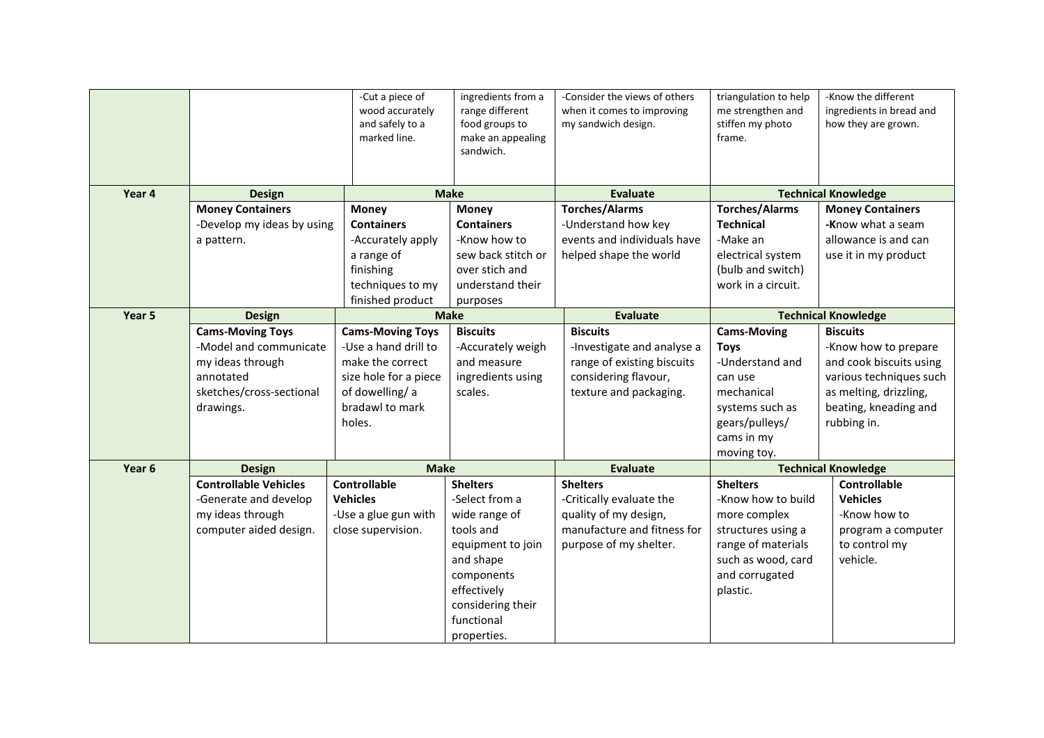| | | | | | | |
|---|---|---|---|---|---|---|
| | | -Cut a piece of wood accurately and safely to a marked line. | ingredients from a range different food groups to make an appealing sandwich. | -Consider the views of others when it comes to improving my sandwich design. | triangulation to help me strengthen and stiffen my photo frame. | -Know the different ingredients in bread and how they are grown. |
| **Year 4** | **Design** | **Make** | | **Evaluate** | **Technical Knowledge** | |
| | **Money Containers**<br>-Develop my ideas by using a pattern. | **Money Containers**<br>-Accurately apply a range of finishing techniques to my finished product | **Money Containers**<br>-Know how to sew back stitch or over stich and understand their purposes | **Torches/Alarms**<br>-Understand how key events and individuals have helped shape the world | **Torches/Alarms Technical**<br>-Make an electrical system (bulb and switch) work in a circuit. | **Money Containers**<br>**-K**now what a seam allowance is and can use it in my product |
| **Year 5** | **Design** | **Make** | | **Evaluate** | **Technical Knowledge** | |
| | **Cams-Moving Toys**<br>-Model and communicate my ideas through annotated sketches/cross-sectional drawings. | **Cams-Moving Toys**<br>-Use a hand drill to make the correct size hole for a piece of dowelling/ a bradawl to mark holes. | **Biscuits**<br>-Accurately weigh and measure ingredients using scales. | **Biscuits**<br>-Investigate and analyse a range of existing biscuits considering flavour, texture and packaging. | **Cams-Moving Toys**<br>-Understand and can use mechanical systems such as gears/pulleys/ cams in my moving toy. | **Biscuits**<br>-Know how to prepare and cook biscuits using various techniques such as melting, drizzling, beating, kneading and rubbing in. |
| **Year 6** | **Design** | **Make** | | **Evaluate** | **Technical Knowledge** | |
| | **Controllable Vehicles**<br>-Generate and develop my ideas through computer aided design. | **Controllable Vehicles**<br>-Use a glue gun with close supervision. | **Shelters**<br>-Select from a wide range of tools and equipment to join and shape components effectively considering their functional properties. | **Shelters**<br>-Critically evaluate the quality of my design, manufacture and fitness for purpose of my shelter. | **Shelters**<br>-Know how to build more complex structures using a range of materials such as wood, card and corrugated plastic. | **Controllable Vehicles**<br>-Know how to program a computer to control my vehicle. |